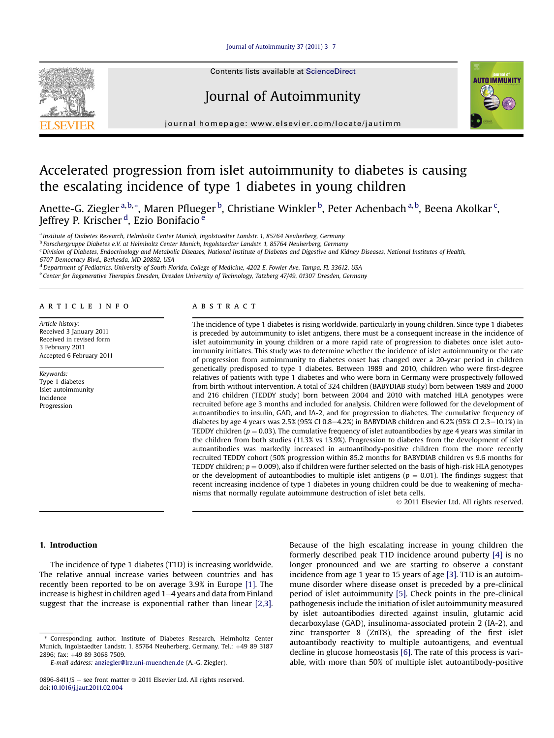# Accelerated progression from islet autoimmunity to diabetes is causing the escalating incidence of type 1 diabetes in young children

Anette-G. Ziegler [a,b,*], Maren Pflueger [b], Christiane Winkler [b], Peter Achenbach [a,b], Beena Akolkar [c], Jeffrey P. Krischer [d], Ezio Bonifacio [e]

[a] Institute of Diabetes Research, Helmholtz Center Munich, Ingolstaedter Landstr. 1, 85764 Neuherberg, Germany
[b] Forschergruppe Diabetes e.V. at Helmholtz Center Munich, Ingolstaedter Landstr. 1, 85764 Neuherberg, Germany
[c] Division of Diabetes, Endocrinology and Metabolic Diseases, National Institute of Diabetes and Digestive and Kidney Diseases, National Institutes of Health, 6707 Democracy Blvd., Bethesda, MD 20892, USA
[d] Department of Pediatrics, University of South Florida, College of Medicine, 4202 E. Fowler Ave, Tampa, FL 33612, USA
[e] Center for Regenerative Therapies Dresden, Dresden University of Technology, Tatzberg 47/49, 01307 Dresden, Germany

## ARTICLE INFO

*Article history:*
Received 3 January 2011
Received in revised form 3 February 2011
Accepted 6 February 2011

*Keywords:*
Type 1 diabetes
Islet autoimmunity
Incidence
Progression

## ABSTRACT

The incidence of type 1 diabetes is rising worldwide, particularly in young children. Since type 1 diabetes is preceded by autoimmunity to islet antigens, there must be a consequent increase in the incidence of islet autoimmunity in young children or a more rapid rate of progression to diabetes once islet autoimmunity initiates. This study was to determine whether the incidence of islet autoimmunity or the rate of progression from autoimmunity to diabetes onset has changed over a 20-year period in children genetically predisposed to type 1 diabetes. Between 1989 and 2010, children who were first-degree relatives of patients with type 1 diabetes and who were born in Germany were prospectively followed from birth without intervention. A total of 324 children (BABYDIAB study) born between 1989 and 2000 and 216 children (TEDDY study) born between 2004 and 2010 with matched HLA genotypes were recruited before age 3 months and included for analysis. Children were followed for the development of autoantibodies to insulin, GAD, and IA-2, and for progression to diabetes. The cumulative frequency of diabetes by age 4 years was 2.5% (95% CI 0.8–4.2%) in BABYDIAB children and 6.2% (95% CI 2.3–10.1%) in TEDDY children ($p = 0.03$). The cumulative frequency of islet autoantibodies by age 4 years was similar in the children from both studies (11.3% vs 13.9%). Progression to diabetes from the development of islet autoantibodies was markedly increased in autoantibody-positive children from the more recently recruited TEDDY cohort (50% progression within 85.2 months for BABYDIAB children vs 9.6 months for TEDDY children; $p = 0.009$), also if children were further selected on the basis of high-risk HLA genotypes or the development of autoantibodies to multiple islet antigens ($p = 0.01$). The findings suggest that recent increasing incidence of type 1 diabetes in young children could be due to weakening of mechanisms that normally regulate autoimmune destruction of islet beta cells.

© 2011 Elsevier Ltd. All rights reserved.

## 1. Introduction

The incidence of type 1 diabetes (T1D) is increasing worldwide. The relative annual increase varies between countries and has recently been reported to be on average 3.9% in Europe [1]. The increase is highest in children aged 1–4 years and data from Finland suggest that the increase is exponential rather than linear [2,3]. Because of the high escalating increase in young children the formerly described peak T1D incidence around puberty [4] is no longer pronounced and we are starting to observe a constant incidence from age 1 year to 15 years of age [3]. T1D is an autoimmune disorder where disease onset is preceded by a pre-clinical period of islet autoimmunity [5]. Check points in the pre-clinical pathogenesis include the initiation of islet autoimmunity measured by islet autoantibodies directed against insulin, glutamic acid decarboxylase (GAD), insulinoma-associated protein 2 (IA-2), and zinc transporter 8 (ZnT8), the spreading of the first islet autoantibody reactivity to multiple autoantigens, and eventual decline in glucose homeostasis [6]. The rate of this process is variable, with more than 50% of multiple islet autoantibody-positive

\* Corresponding author. Institute of Diabetes Research, Helmholtz Center Munich, Ingolstaedter Landstr. 1, 85764 Neuherberg, Germany. Tel.: +49 89 3187 2896; fax: +49 89 3068 7509.
*E-mail address:* anziegler@lrz.uni-muenchen.de (A.-G. Ziegler).

0896-8411/$ – see front matter © 2011 Elsevier Ltd. All rights reserved.
doi:10.1016/j.jaut.2011.02.004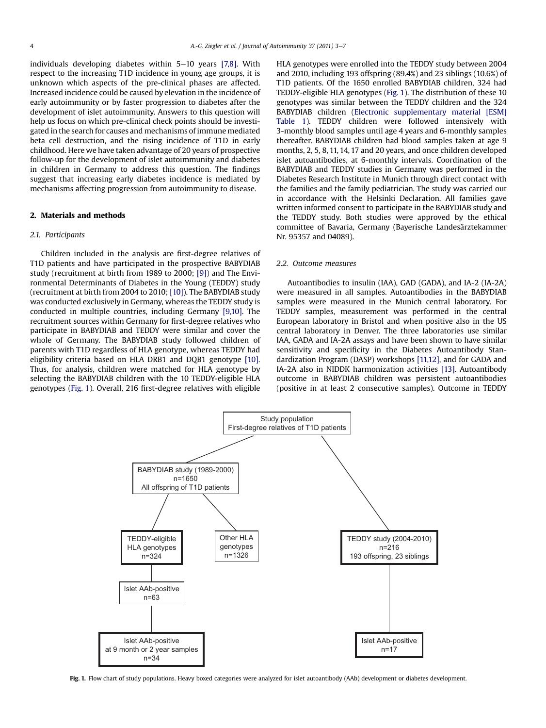individuals developing diabetes within 5–10 years [7,8]. With respect to the increasing T1D incidence in young age groups, it is unknown which aspects of the pre-clinical phases are affected. Increased incidence could be caused by elevation in the incidence of early autoimmunity or by faster progression to diabetes after the development of islet autoimmunity. Answers to this question will help us focus on which pre-clinical check points should be investigated in the search for causes and mechanisms of immune mediated beta cell destruction, and the rising incidence of T1D in early childhood. Here we have taken advantage of 20 years of prospective follow-up for the development of islet autoimmunity and diabetes in children in Germany to address this question. The findings suggest that increasing early diabetes incidence is mediated by mechanisms affecting progression from autoimmunity to disease.

## 2. Materials and methods

### 2.1. Participants

Children included in the analysis are first-degree relatives of T1D patients and have participated in the prospective BABYDIAB study (recruitment at birth from 1989 to 2000; [9]) and The Environmental Determinants of Diabetes in the Young (TEDDY) study (recruitment at birth from 2004 to 2010; [10]). The BABYDIAB study was conducted exclusively in Germany, whereas the TEDDY study is conducted in multiple countries, including Germany [9,10]. The recruitment sources within Germany for first-degree relatives who participate in BABYDIAB and TEDDY were similar and cover the whole of Germany. The BABYDIAB study followed children of parents with T1D regardless of HLA genotype, whereas TEDDY had eligibility criteria based on HLA DRB1 and DQB1 genotype [10]. Thus, for analysis, children were matched for HLA genotype by selecting the BABYDIAB children with the 10 TEDDY-eligible HLA genotypes (Fig. 1). Overall, 216 first-degree relatives with eligible HLA genotypes were enrolled into the TEDDY study between 2004 and 2010, including 193 offspring (89.4%) and 23 siblings (10.6%) of T1D patients. Of the 1650 enrolled BABYDIAB children, 324 had TEDDY-eligible HLA genotypes (Fig. 1). The distribution of these 10 genotypes was similar between the TEDDY children and the 324 BABYDIAB children (Electronic supplementary material [ESM] Table 1). TEDDY children were followed intensively with 3-monthly blood samples until age 4 years and 6-monthly samples thereafter. BABYDIAB children had blood samples taken at age 9 months, 2, 5, 8, 11, 14, 17 and 20 years, and once children developed islet autoantibodies, at 6-monthly intervals. Coordination of the BABYDIAB and TEDDY studies in Germany was performed in the Diabetes Research Institute in Munich through direct contact with the families and the family pediatrician. The study was carried out in accordance with the Helsinki Declaration. All families gave written informed consent to participate in the BABYDIAB study and the TEDDY study. Both studies were approved by the ethical committee of Bavaria, Germany (Bayerische Landesärztekammer Nr. 95357 and 04089).

### 2.2. Outcome measures

Autoantibodies to insulin (IAA), GAD (GADA), and IA-2 (IA-2A) were measured in all samples. Autoantibodies in the BABYDIAB samples were measured in the Munich central laboratory. For TEDDY samples, measurement was performed in the central European laboratory in Bristol and when positive also in the US central laboratory in Denver. The three laboratories use similar IAA, GADA and IA-2A assays and have been shown to have similar sensitivity and specificity in the Diabetes Autoantibody Standardization Program (DASP) workshops [11,12], and for GADA and IA-2A also in NIDDK harmonization activities [13]. Autoantibody outcome in BABYDIAB children was persistent autoantibodies (positive in at least 2 consecutive samples). Outcome in TEDDY

Study population
First-degree relatives of T1D patients

- BABYDIAB study (1989-2000), n=1650, All offspring of T1D patients
  - TEDDY-eligible HLA genotypes, n=324
    - Islet AAb-positive, n=63
      - Islet AAb-positive at 9 month or 2 year samples, n=34
  - Other HLA genotypes, n=1326
- TEDDY study (2004-2010), n=216, 193 offspring, 23 siblings
  - Islet AAb-positive, n=17

**Fig. 1.** Flow chart of study populations. Heavy boxed categories were analyzed for islet autoantibody (AAb) development or diabetes development.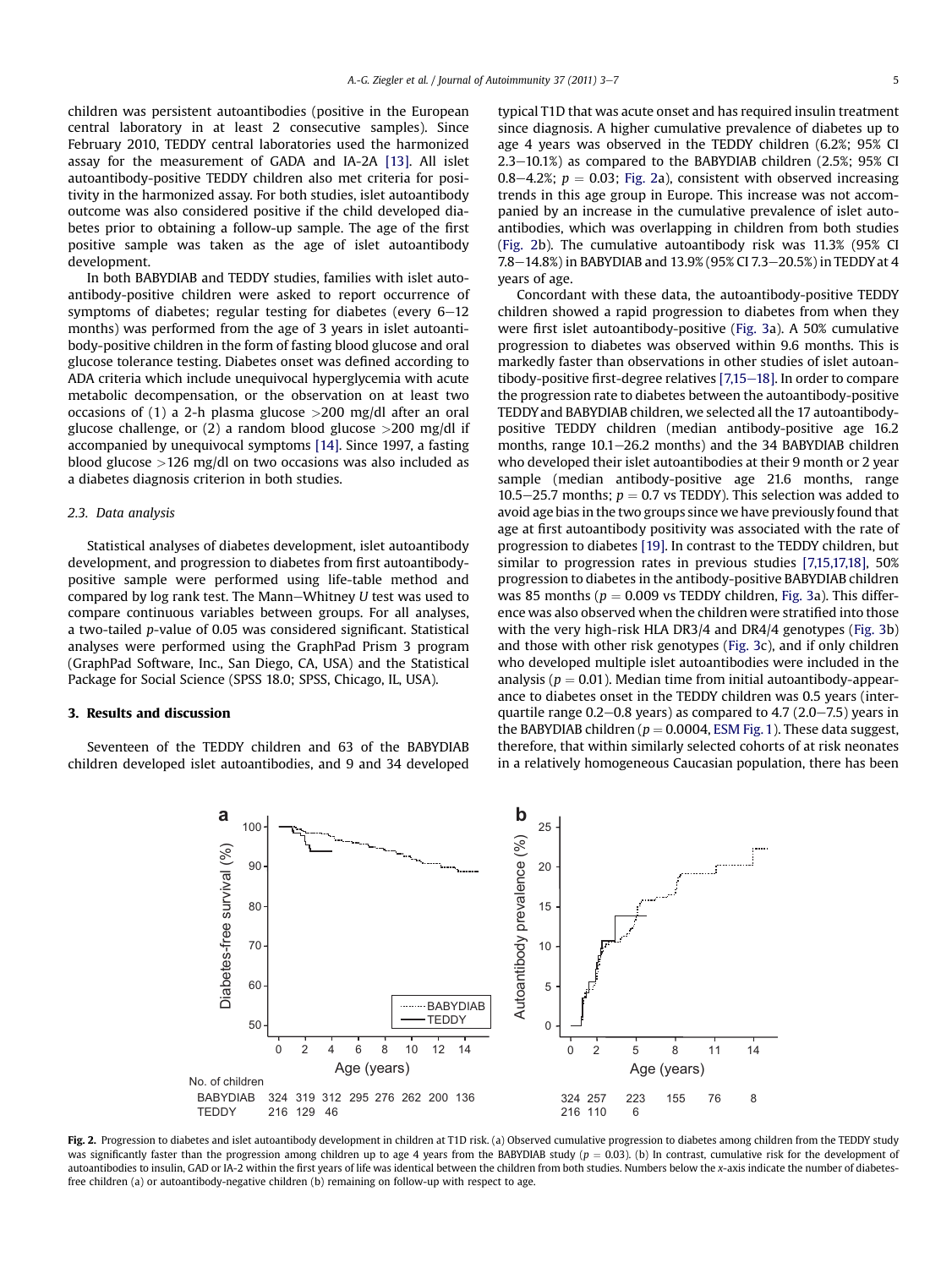children was persistent autoantibodies (positive in the European central laboratory in at least 2 consecutive samples). Since February 2010, TEDDY central laboratories used the harmonized assay for the measurement of GADA and IA-2A [13]. All islet autoantibody-positive TEDDY children also met criteria for positivity in the harmonized assay. For both studies, islet autoantibody outcome was also considered positive if the child developed diabetes prior to obtaining a follow-up sample. The age of the first positive sample was taken as the age of islet autoantibody development.

In both BABYDIAB and TEDDY studies, families with islet autoantibody-positive children were asked to report occurrence of symptoms of diabetes; regular testing for diabetes (every 6–12 months) was performed from the age of 3 years in islet autoantibody-positive children in the form of fasting blood glucose and oral glucose tolerance testing. Diabetes onset was defined according to ADA criteria which include unequivocal hyperglycemia with acute metabolic decompensation, or the observation on at least two occasions of (1) a 2-h plasma glucose >200 mg/dl after an oral glucose challenge, or (2) a random blood glucose >200 mg/dl if accompanied by unequivocal symptoms [14]. Since 1997, a fasting blood glucose >126 mg/dl on two occasions was also included as a diabetes diagnosis criterion in both studies.

### 2.3. Data analysis

Statistical analyses of diabetes development, islet autoantibody development, and progression to diabetes from first autoantibody-positive sample were performed using life-table method and compared by log rank test. The Mann–Whitney *U* test was used to compare continuous variables between groups. For all analyses, a two-tailed *p*-value of 0.05 was considered significant. Statistical analyses were performed using the GraphPad Prism 3 program (GraphPad Software, Inc., San Diego, CA, USA) and the Statistical Package for Social Science (SPSS 18.0; SPSS, Chicago, IL, USA).

## 3. Results and discussion

Seventeen of the TEDDY children and 63 of the BABYDIAB children developed islet autoantibodies, and 9 and 34 developed typical T1D that was acute onset and has required insulin treatment since diagnosis. A higher cumulative prevalence of diabetes up to age 4 years was observed in the TEDDY children (6.2%; 95% CI 2.3–10.1%) as compared to the BABYDIAB children (2.5%; 95% CI 0.8–4.2%; $p = 0.03$; Fig. 2a), consistent with observed increasing trends in this age group in Europe. This increase was not accompanied by an increase in the cumulative prevalence of islet autoantibodies, which was overlapping in children from both studies (Fig. 2b). The cumulative autoantibody risk was 11.3% (95% CI 7.8–14.8%) in BABYDIAB and 13.9% (95% CI 7.3–20.5%) in TEDDY at 4 years of age.

Concordant with these data, the autoantibody-positive TEDDY children showed a rapid progression to diabetes from when they were first islet autoantibody-positive (Fig. 3a). A 50% cumulative progression to diabetes was observed within 9.6 months. This is markedly faster than observations in other studies of islet autoantibody-positive first-degree relatives [7,15–18]. In order to compare the progression rate to diabetes between the autoantibody-positive TEDDY and BABYDIAB children, we selected all the 17 autoantibody-positive TEDDY children (median antibody-positive age 16.2 months, range 10.1–26.2 months) and the 34 BABYDIAB children who developed their islet autoantibodies at their 9 month or 2 year sample (median antibody-positive age 21.6 months, range 10.5–25.7 months; $p = 0.7$ vs TEDDY). This selection was added to avoid age bias in the two groups since we have previously found that age at first autoantibody positivity was associated with the rate of progression to diabetes [19]. In contrast to the TEDDY children, but similar to progression rates in previous studies [7,15,17,18], 50% progression to diabetes in the antibody-positive BABYDIAB children was 85 months ($p = 0.009$ vs TEDDY children, Fig. 3a). This difference was also observed when the children were stratified into those with the very high-risk HLA DR3/4 and DR4/4 genotypes (Fig. 3b) and those with other risk genotypes (Fig. 3c), and if only children who developed multiple islet autoantibodies were included in the analysis ($p = 0.01$). Median time from initial autoantibody-appearance to diabetes onset in the TEDDY children was 0.5 years (interquartile range 0.2–0.8 years) as compared to 4.7 (2.0–7.5) years in the BABYDIAB children ($p = 0.0004$, ESM Fig. 1). These data suggest, therefore, that within similarly selected cohorts of at risk neonates in a relatively homogeneous Caucasian population, there has been

**Fig. 2.** Progression to diabetes and islet autoantibody development in children at T1D risk. (a) Observed cumulative progression to diabetes among children from the TEDDY study was significantly faster than the progression among children up to age 4 years from the BABYDIAB study ($p = 0.03$). (b) In contrast, cumulative risk for the development of autoantibodies to insulin, GAD or IA-2 within the first years of life was identical between the children from both studies. Numbers below the *x*-axis indicate the number of diabetes-free children (a) or autoantibody-negative children (b) remaining on follow-up with respect to age.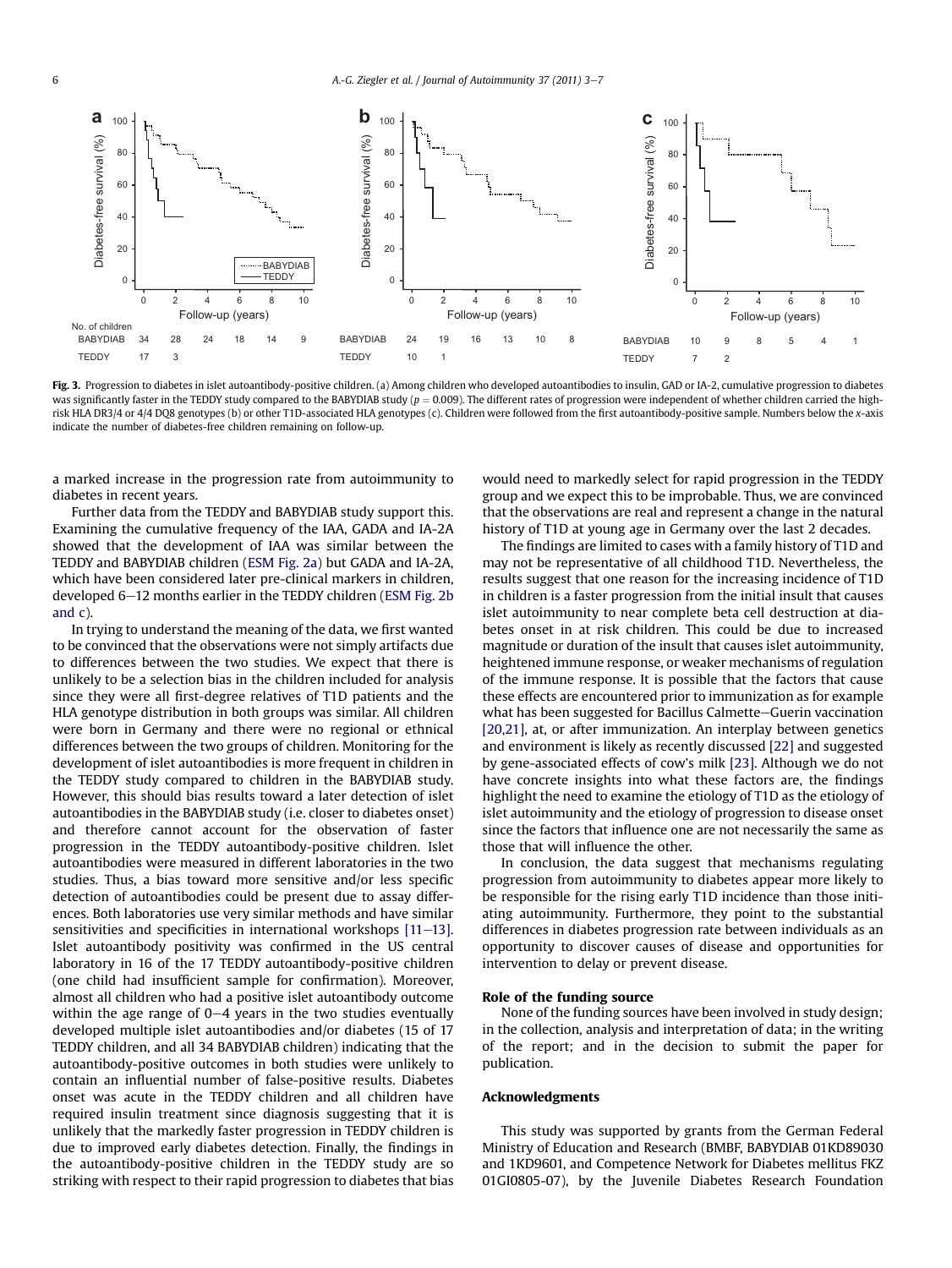Fig. 3. Progression to diabetes in islet autoantibody-positive children. (a) Among children who developed autoantibodies to insulin, GAD or IA-2, cumulative progression to diabetes was significantly faster in the TEDDY study compared to the BABYDIAB study ($p = 0.009$). The different rates of progression were independent of whether children carried the high-risk HLA DR3/4 or 4/4 DQ8 genotypes (b) or other T1D-associated HLA genotypes (c). Children were followed from the first autoantibody-positive sample. Numbers below the x-axis indicate the number of diabetes-free children remaining on follow-up.

a marked increase in the progression rate from autoimmunity to diabetes in recent years.

Further data from the TEDDY and BABYDIAB study support this. Examining the cumulative frequency of the IAA, GADA and IA-2A showed that the development of IAA was similar between the TEDDY and BABYDIAB children (ESM Fig. 2a) but GADA and IA-2A, which have been considered later pre-clinical markers in children, developed 6–12 months earlier in the TEDDY children (ESM Fig. 2b and c).

In trying to understand the meaning of the data, we first wanted to be convinced that the observations were not simply artifacts due to differences between the two studies. We expect that there is unlikely to be a selection bias in the children included for analysis since they were all first-degree relatives of T1D patients and the HLA genotype distribution in both groups was similar. All children were born in Germany and there were no regional or ethnical differences between the two groups of children. Monitoring for the development of islet autoantibodies is more frequent in children in the TEDDY study compared to children in the BABYDIAB study. However, this should bias results toward a later detection of islet autoantibodies in the BABYDIAB study (i.e. closer to diabetes onset) and therefore cannot account for the observation of faster progression in the TEDDY autoantibody-positive children. Islet autoantibodies were measured in different laboratories in the two studies. Thus, a bias toward more sensitive and/or less specific detection of autoantibodies could be present due to assay differences. Both laboratories use very similar methods and have similar sensitivities and specificities in international workshops [11–13]. Islet autoantibody positivity was confirmed in the US central laboratory in 16 of the 17 TEDDY autoantibody-positive children (one child had insufficient sample for confirmation). Moreover, almost all children who had a positive islet autoantibody outcome within the age range of 0–4 years in the two studies eventually developed multiple islet autoantibodies and/or diabetes (15 of 17 TEDDY children, and all 34 BABYDIAB children) indicating that the autoantibody-positive outcomes in both studies were unlikely to contain an influential number of false-positive results. Diabetes onset was acute in the TEDDY children and all children have required insulin treatment since diagnosis suggesting that it is unlikely that the markedly faster progression in TEDDY children is due to improved early diabetes detection. Finally, the findings in the autoantibody-positive children in the TEDDY study are so striking with respect to their rapid progression to diabetes that bias would need to markedly select for rapid progression in the TEDDY group and we expect this to be improbable. Thus, we are convinced that the observations are real and represent a change in the natural history of T1D at young age in Germany over the last 2 decades.

The findings are limited to cases with a family history of T1D and may not be representative of all childhood T1D. Nevertheless, the results suggest that one reason for the increasing incidence of T1D in children is a faster progression from the initial insult that causes islet autoimmunity to near complete beta cell destruction at diabetes onset in at risk children. This could be due to increased magnitude or duration of the insult that causes islet autoimmunity, heightened immune response, or weaker mechanisms of regulation of the immune response. It is possible that the factors that cause these effects are encountered prior to immunization as for example what has been suggested for Bacillus Calmette–Guerin vaccination [20,21], at, or after immunization. An interplay between genetics and environment is likely as recently discussed [22] and suggested by gene-associated effects of cow's milk [23]. Although we do not have concrete insights into what these factors are, the findings highlight the need to examine the etiology of T1D as the etiology of islet autoimmunity and the etiology of progression to disease onset since the factors that influence one are not necessarily the same as those that will influence the other.

In conclusion, the data suggest that mechanisms regulating progression from autoimmunity to diabetes appear more likely to be responsible for the rising early T1D incidence than those initiating autoimmunity. Furthermore, they point to the substantial differences in diabetes progression rate between individuals as an opportunity to discover causes of disease and opportunities for intervention to delay or prevent disease.

## Role of the funding source

None of the funding sources have been involved in study design; in the collection, analysis and interpretation of data; in the writing of the report; and in the decision to submit the paper for publication.

## Acknowledgments

This study was supported by grants from the German Federal Ministry of Education and Research (BMBF, BABYDIAB 01KD89030 and 1KD9601, and Competence Network for Diabetes mellitus FKZ 01GI0805-07), by the Juvenile Diabetes Research Foundation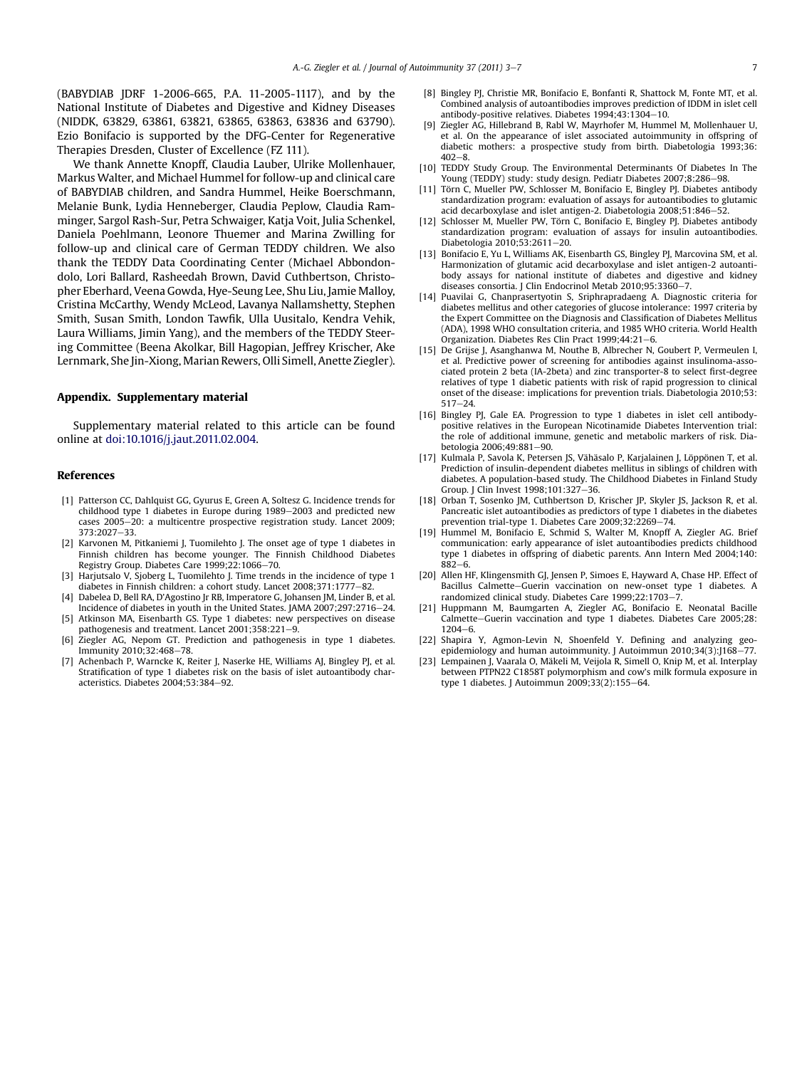(BABYDIAB JDRF 1-2006-665, P.A. 11-2005-1117), and by the National Institute of Diabetes and Digestive and Kidney Diseases (NIDDK, 63829, 63861, 63821, 63865, 63863, 63836 and 63790). Ezio Bonifacio is supported by the DFG-Center for Regenerative Therapies Dresden, Cluster of Excellence (FZ 111).

We thank Annette Knopff, Claudia Lauber, Ulrike Mollenhauer, Markus Walter, and Michael Hummel for follow-up and clinical care of BABYDIAB children, and Sandra Hummel, Heike Boerschmann, Melanie Bunk, Lydia Henneberger, Claudia Peplow, Claudia Ramminger, Sargol Rash-Sur, Petra Schwaiger, Katja Voit, Julia Schenkel, Daniela Poehlmann, Leonore Thuemer and Marina Zwilling for follow-up and clinical care of German TEDDY children. We also thank the TEDDY Data Coordinating Center (Michael Abbondondolo, Lori Ballard, Rasheedah Brown, David Cuthbertson, Christopher Eberhard, Veena Gowda, Hye-Seung Lee, Shu Liu, Jamie Malloy, Cristina McCarthy, Wendy McLeod, Lavanya Nallamshetty, Stephen Smith, Susan Smith, London Tawfik, Ulla Uusitalo, Kendra Vehik, Laura Williams, Jimin Yang), and the members of the TEDDY Steering Committee (Beena Akolkar, Bill Hagopian, Jeffrey Krischer, Ake Lernmark, She Jin-Xiong, Marian Rewers, Olli Simell, Anette Ziegler).

## Appendix. Supplementary material

Supplementary material related to this article can be found online at doi:10.1016/j.jaut.2011.02.004.

## References

[1] Patterson CC, Dahlquist GG, Gyurus E, Green A, Soltesz G. Incidence trends for childhood type 1 diabetes in Europe during 1989–2003 and predicted new cases 2005–20: a multicentre prospective registration study. Lancet 2009; 373:2027–33.

[2] Karvonen M, Pitkaniemi J, Tuomilehto J. The onset age of type 1 diabetes in Finnish children has become younger. The Finnish Childhood Diabetes Registry Group. Diabetes Care 1999;22:1066–70.

[3] Harjutsalo V, Sjoberg L, Tuomilehto J. Time trends in the incidence of type 1 diabetes in Finnish children: a cohort study. Lancet 2008;371:1777–82.

[4] Dabelea D, Bell RA, D'Agostino Jr RB, Imperatore G, Johansen JM, Linder B, et al. Incidence of diabetes in youth in the United States. JAMA 2007;297:2716–24.

[5] Atkinson MA, Eisenbarth GS. Type 1 diabetes: new perspectives on disease pathogenesis and treatment. Lancet 2001;358:221–9.

[6] Ziegler AG, Nepom GT. Prediction and pathogenesis in type 1 diabetes. Immunity 2010;32:468–78.

[7] Achenbach P, Warncke K, Reiter J, Naserke HE, Williams AJ, Bingley PJ, et al. Stratification of type 1 diabetes risk on the basis of islet autoantibody characteristics. Diabetes 2004;53:384–92.

[8] Bingley PJ, Christie MR, Bonifacio E, Bonfanti R, Shattock M, Fonte MT, et al. Combined analysis of autoantibodies improves prediction of IDDM in islet cell antibody-positive relatives. Diabetes 1994;43:1304–10.

[9] Ziegler AG, Hillebrand B, Rabl W, Mayrhofer M, Hummel M, Mollenhauer U, et al. On the appearance of islet associated autoimmunity in offspring of diabetic mothers: a prospective study from birth. Diabetologia 1993;36: 402–8.

[10] TEDDY Study Group. The Environmental Determinants Of Diabetes In The Young (TEDDY) study: study design. Pediatr Diabetes 2007;8:286–98.

[11] Törn C, Mueller PW, Schlosser M, Bonifacio E, Bingley PJ. Diabetes antibody standardization program: evaluation of assays for autoantibodies to glutamic acid decarboxylase and islet antigen-2. Diabetologia 2008;51:846–52.

[12] Schlosser M, Mueller PW, Törn C, Bonifacio E, Bingley PJ. Diabetes antibody standardization program: evaluation of assays for insulin autoantibodies. Diabetologia 2010;53:2611–20.

[13] Bonifacio E, Yu L, Williams AK, Eisenbarth GS, Bingley PJ, Marcovina SM, et al. Harmonization of glutamic acid decarboxylase and islet antigen-2 autoantibody assays for national institute of diabetes and digestive and kidney diseases consortia. J Clin Endocrinol Metab 2010;95:3360–7.

[14] Puavilai G, Chanprasertyotin S, Sriphrapradaeng A. Diagnostic criteria for diabetes mellitus and other categories of glucose intolerance: 1997 criteria by the Expert Committee on the Diagnosis and Classification of Diabetes Mellitus (ADA), 1998 WHO consultation criteria, and 1985 WHO criteria. World Health Organization. Diabetes Res Clin Pract 1999;44:21–6.

[15] De Grijse J, Asanghanwa M, Nouthe B, Albrecher N, Goubert P, Vermeulen I, et al. Predictive power of screening for antibodies against insulinoma-associated protein 2 beta (IA-2beta) and zinc transporter-8 to select first-degree relatives of type 1 diabetic patients with risk of rapid progression to clinical onset of the disease: implications for prevention trials. Diabetologia 2010;53: 517–24.

[16] Bingley PJ, Gale EA. Progression to type 1 diabetes in islet cell antibody-positive relatives in the European Nicotinamide Diabetes Intervention trial: the role of additional immune, genetic and metabolic markers of risk. Diabetologia 2006;49:881–90.

[17] Kulmala P, Savola K, Petersen JS, Vähäsalo P, Karjalainen J, Löppönen T, et al. Prediction of insulin-dependent diabetes mellitus in siblings of children with diabetes. A population-based study. The Childhood Diabetes in Finland Study Group. J Clin Invest 1998;101:327–36.

[18] Orban T, Sosenko JM, Cuthbertson D, Krischer JP, Skyler JS, Jackson R, et al. Pancreatic islet autoantibodies as predictors of type 1 diabetes in the diabetes prevention trial-type 1. Diabetes Care 2009;32:2269–74.

[19] Hummel M, Bonifacio E, Schmid S, Walter M, Knopff A, Ziegler AG. Brief communication: early appearance of islet autoantibodies predicts childhood type 1 diabetes in offspring of diabetic parents. Ann Intern Med 2004;140: 882–6.

[20] Allen HF, Klingensmith GJ, Jensen P, Simoes E, Hayward A, Chase HP. Effect of Bacillus Calmette–Guerin vaccination on new-onset type 1 diabetes. A randomized clinical study. Diabetes Care 1999;22:1703–7.

[21] Huppmann M, Baumgarten A, Ziegler AG, Bonifacio E. Neonatal Bacille Calmette–Guerin vaccination and type 1 diabetes. Diabetes Care 2005;28: 1204–6.

[22] Shapira Y, Agmon-Levin N, Shoenfeld Y. Defining and analyzing geo-epidemiology and human autoimmunity. J Autoimmun 2010;34(3):J168–77.

[23] Lempainen J, Vaarala O, Mäkeli M, Veijola R, Simell O, Knip M, et al. Interplay between PTPN22 C1858T polymorphism and cow's milk formula exposure in type 1 diabetes. J Autoimmun 2009;33(2):155–64.